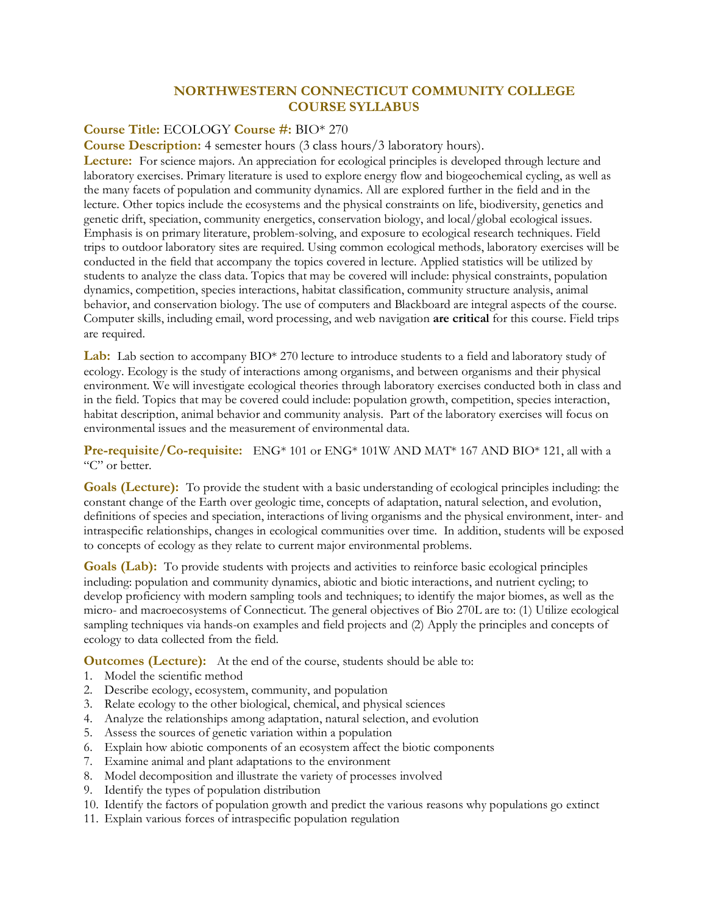# NORTHWESTERN CONNECTICUT COMMUNITY COLLEGE
# COURSE SYLLABUS

**Course Title:** ECOLOGY **Course #:** BIO* 270

**Course Description:** 4 semester hours (3 class hours/3 laboratory hours).

**Lecture:** For science majors. An appreciation for ecological principles is developed through lecture and laboratory exercises. Primary literature is used to explore energy flow and biogeochemical cycling, as well as the many facets of population and community dynamics. All are explored further in the field and in the lecture. Other topics include the ecosystems and the physical constraints on life, biodiversity, genetics and genetic drift, speciation, community energetics, conservation biology, and local/global ecological issues. Emphasis is on primary literature, problem-solving, and exposure to ecological research techniques. Field trips to outdoor laboratory sites are required. Using common ecological methods, laboratory exercises will be conducted in the field that accompany the topics covered in lecture. Applied statistics will be utilized by students to analyze the class data. Topics that may be covered will include: physical constraints, population dynamics, competition, species interactions, habitat classification, community structure analysis, animal behavior, and conservation biology. The use of computers and Blackboard are integral aspects of the course. Computer skills, including email, word processing, and web navigation **are critical** for this course. Field trips are required.

**Lab:** Lab section to accompany BIO* 270 lecture to introduce students to a field and laboratory study of ecology. Ecology is the study of interactions among organisms, and between organisms and their physical environment. We will investigate ecological theories through laboratory exercises conducted both in class and in the field. Topics that may be covered could include: population growth, competition, species interaction, habitat description, animal behavior and community analysis. Part of the laboratory exercises will focus on environmental issues and the measurement of environmental data.

**Pre-requisite/Co-requisite:** ENG* 101 or ENG* 101W AND MAT* 167 AND BIO* 121, all with a "C" or better.

**Goals (Lecture):** To provide the student with a basic understanding of ecological principles including: the constant change of the Earth over geologic time, concepts of adaptation, natural selection, and evolution, definitions of species and speciation, interactions of living organisms and the physical environment, inter- and intraspecific relationships, changes in ecological communities over time. In addition, students will be exposed to concepts of ecology as they relate to current major environmental problems.

**Goals (Lab):** To provide students with projects and activities to reinforce basic ecological principles including: population and community dynamics, abiotic and biotic interactions, and nutrient cycling; to develop proficiency with modern sampling tools and techniques; to identify the major biomes, as well as the micro- and macroecosystems of Connecticut. The general objectives of Bio 270L are to: (1) Utilize ecological sampling techniques via hands-on examples and field projects and (2) Apply the principles and concepts of ecology to data collected from the field.

**Outcomes (Lecture):** At the end of the course, students should be able to:

1. Model the scientific method
2. Describe ecology, ecosystem, community, and population
3. Relate ecology to the other biological, chemical, and physical sciences
4. Analyze the relationships among adaptation, natural selection, and evolution
5. Assess the sources of genetic variation within a population
6. Explain how abiotic components of an ecosystem affect the biotic components
7. Examine animal and plant adaptations to the environment
8. Model decomposition and illustrate the variety of processes involved
9. Identify the types of population distribution
10. Identify the factors of population growth and predict the various reasons why populations go extinct
11. Explain various forces of intraspecific population regulation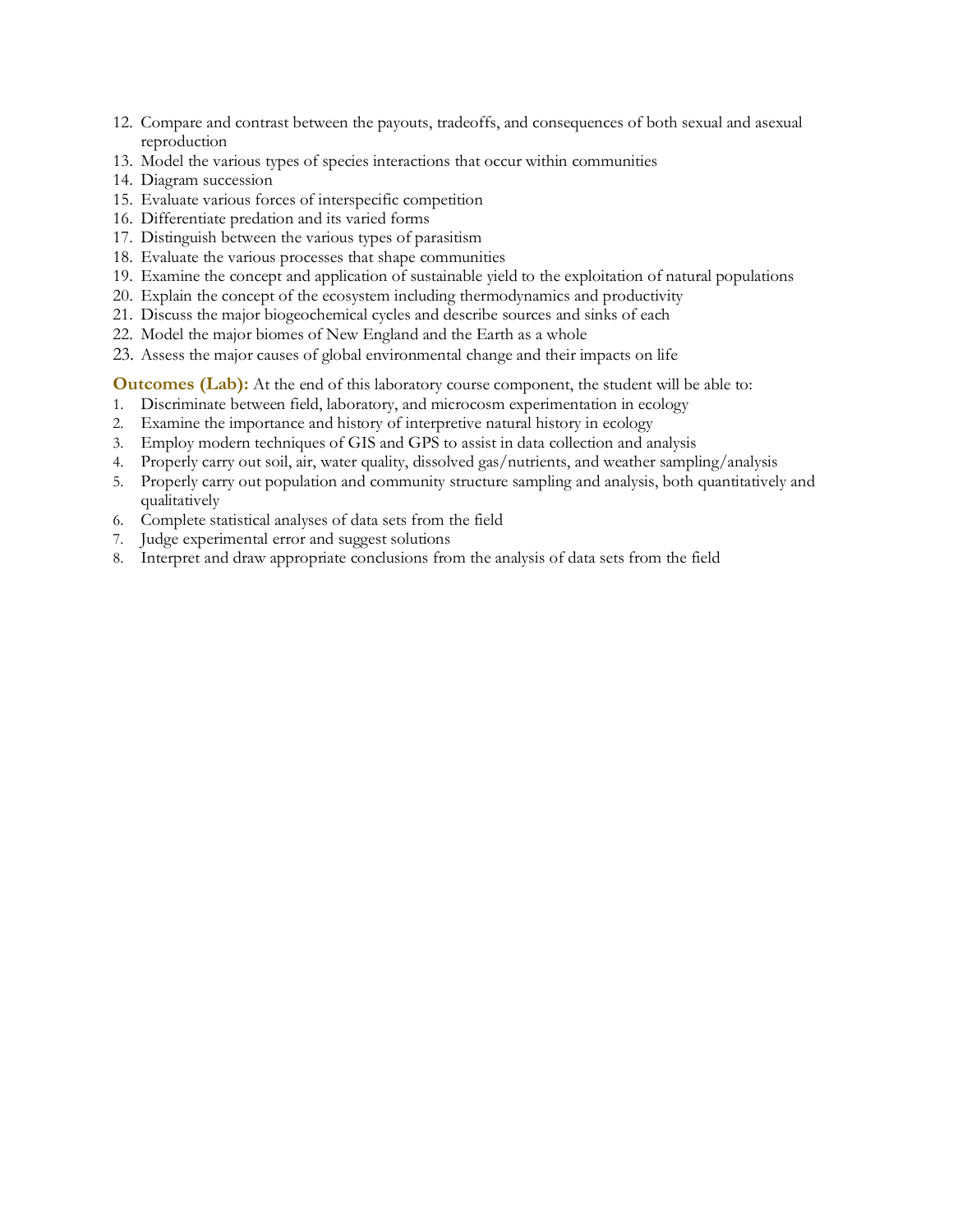12. Compare and contrast between the payouts, tradeoffs, and consequences of both sexual and asexual reproduction
13. Model the various types of species interactions that occur within communities
14. Diagram succession
15. Evaluate various forces of interspecific competition
16. Differentiate predation and its varied forms
17. Distinguish between the various types of parasitism
18. Evaluate the various processes that shape communities
19. Examine the concept and application of sustainable yield to the exploitation of natural populations
20. Explain the concept of the ecosystem including thermodynamics and productivity
21. Discuss the major biogeochemical cycles and describe sources and sinks of each
22. Model the major biomes of New England and the Earth as a whole
23. Assess the major causes of global environmental change and their impacts on life

**Outcomes (Lab):** At the end of this laboratory course component, the student will be able to:

1. Discriminate between field, laboratory, and microcosm experimentation in ecology
2. Examine the importance and history of interpretive natural history in ecology
3. Employ modern techniques of GIS and GPS to assist in data collection and analysis
4. Properly carry out soil, air, water quality, dissolved gas/nutrients, and weather sampling/analysis
5. Properly carry out population and community structure sampling and analysis, both quantitatively and qualitatively
6. Complete statistical analyses of data sets from the field
7. Judge experimental error and suggest solutions
8. Interpret and draw appropriate conclusions from the analysis of data sets from the field